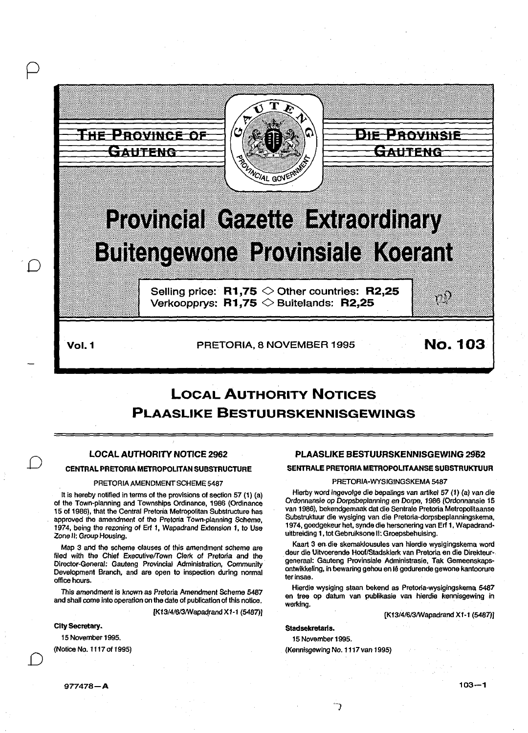THE PROVINCE OF GAUTENG

DIE PROVINSIE GAUTENG

# Provincial Gazette Extraordinary
# Buitengewone Provinsiale Koerant

Selling price: **R1,75** ◇ Other countries: **R2,25**
Verkoopprys: **R1,75** ◇ Buitelands: **R2,25**

**Vol. 1** PRETORIA, 8 NOVEMBER 1995 **No. 103**

## LOCAL AUTHORITY NOTICES
## PLAASLIKE BESTUURSKENNISGEWINGS

### LOCAL AUTHORITY NOTICE 2962

**CENTRAL PRETORIA METROPOLITAN SUBSTRUCTURE**

PRETORIA AMENDMENT SCHEME 5487

It is hereby notified in terms of the provisions of section 57 (1) (a) of the Town-planning and Townships Ordinance, 1986 (Ordinance 15 of 1986), that the Central Pretoria Metropolitan Substructure has approved the amendment of the Pretoria Town-planning Scheme, 1974, being the rezoning of Erf 1, Wapadrand Extension 1, to Use Zone II: Group Housing.

Map 3 and the scheme clauses of this amendment scheme are filed with the Chief Executive/Town Clerk of Pretoria and the Director-General: Gauteng Provincial Administration, Community Development Branch, and are open to inspection during normal office hours.

This amendment is known as Pretoria Amendment Scheme 5487 and shall come into operation on the date of publication of this notice.

[K13/4/6/3/Wapadrand X1-1 (5487)]

**City Secretary.**

15 November 1995.

(Notice No. 1117 of 1995)

### PLAASLIKE BESTUURSKENNISGEWING 2962

**SENTRALE PRETORIA METROPOLITAANSE SUBSTRUKTUUR**

PRETORIA-WYSIGINGSKEMA 5487

Hierby word ingevolge die bepalings van artikel 57 (1) (a) van die Ordonnansie op Dorpsbeplanning en Dorpe, 1986 (Ordonnansie 15 van 1986), bekendgemaak dat die Sentrale Pretoria Metropolitaanse Substruktuur die wysiging van die Pretoria-dorpsbeplanningskema, 1974, goedgekeur het, synde die hersonering van Erf 1, Wapadrand-uitbreiding 1, tot Gebruiksone II: Groepsbehuising.

Kaart 3 en die skemaklousules van hierdie wysigingskema word deur die Uitvoerende Hoof/Stadsklerk van Pretoria en die Direkteur-generaal: Gauteng Provinsiale Administrasie, Tak Gemeenskapsontwikkeling, in bewaring gehou en lê gedurende gewone kantoorure ter insae.

Hierdie wysiging staan bekend as Pretoria-wysigingskema 5487 en tree op datum van publikasie van hierdie kennisgewing in werking.

[K13/4/6/3/Wapadrand X1-1 (5487)]

**Stadsekretaris.**

15 November 1995.

(Kennisgewing No. 1117 van 1995)

977478—A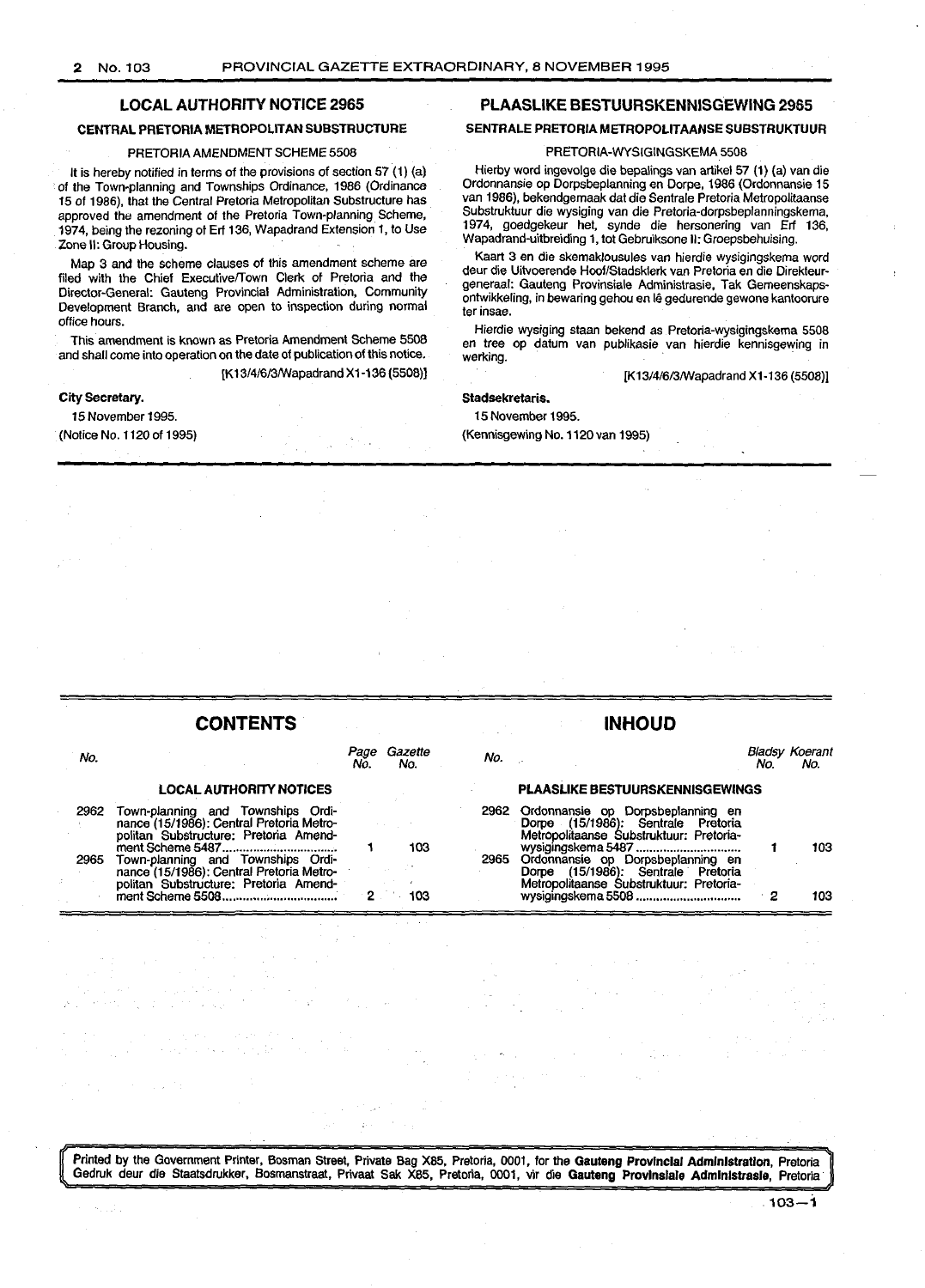## LOCAL AUTHORITY NOTICE 2965

### CENTRAL PRETORIA METROPOLITAN SUBSTRUCTURE

PRETORIA AMENDMENT SCHEME 5508

It is hereby notified in terms of the provisions of section 57 (1) (a) of the Town-planning and Townships Ordinance, 1986 (Ordinance 15 of 1986), that the Central Pretoria Metropolitan Substructure has approved the amendment of the Pretoria Town-planning Scheme, 1974, being the rezoning of Erf 136, Wapadrand Extension 1, to Use Zone II: Group Housing.

Map 3 and the scheme clauses of this amendment scheme are filed with the Chief Executive/Town Clerk of Pretoria and the Director-General: Gauteng Provincial Administration, Community Development Branch, and are open to inspection during normal office hours.

This amendment is known as Pretoria Amendment Scheme 5508 and shall come into operation on the date of publication of this notice.

[K13/4/6/3/Wapadrand X1-136 (5508)]

**City Secretary.**

15 November 1995.

(Notice No. 1120 of 1995)

## PLAASLIKE BESTUURSKENNISGEWING 2965

### SENTRALE PRETORIA METROPOLITAANSE SUBSTRUKTUUR

PRETORIA-WYSIGINGSKEMA 5508

Hierby word ingevolge die bepalings van artikel 57 (1) (a) van die Ordonnansie op Dorpsbeplanning en Dorpe, 1986 (Ordonnansie 15 van 1986), bekendgemaak dat die Sentrale Pretoria Metropolitaanse Substruktuur die wysiging van die Pretoria-dorpsbeplanningskema, 1974, goedgekeur het, synde die hersonering van Erf 136, Wapadrand-uitbreiding 1, tot Gebruiksone II: Groepsbehuising.

Kaart 3 en die skemaklousules van hierdie wysigingskema word deur die Uitvoerende Hoof/Stadsklerk van Pretoria en die Direkteur-generaal: Gauteng Provinsiale Administrasie, Tak Gemeenskapsontwikkeling, in bewaring gehou en lê gedurende gewone kantoorure ter insae.

Hierdie wysiging staan bekend as Pretoria-wysigingskema 5508 en tree op datum van publikasie van hierdie kennisgewing in werking.

[K13/4/6/3/Wapadrand X1-136 (5508)]

**Stadsekretaris.**

15 November 1995.

(Kennisgewing No. 1120 van 1995)

## CONTENTS

| No. | | Page No. | Gazette No. |
|---|---|---|---|
| | **LOCAL AUTHORITY NOTICES** | | |
| 2962 | Town-planning and Townships Ordinance (15/1986): Central Pretoria Metropolitan Substructure: Pretoria Amendment Scheme 5487 | 1 | 103 |
| 2965 | Town-planning and Townships Ordinance (15/1986): Central Pretoria Metropolitan Substructure: Pretoria Amendment Scheme 5508 | 2 | 103 |

## INHOUD

| No. | | Bladsy No. | Koerant No. |
|---|---|---|---|
| | **PLAASLIKE BESTUURSKENNISGEWINGS** | | |
| 2962 | Ordonnansie op Dorpsbeplanning en Dorpe (15/1986): Sentrale Pretoria Metropolitaanse Substruktuur: Pretoria-wysigingskema 5487 | 1 | 103 |
| 2965 | Ordonnansie op Dorpsbeplanning en Dorpe (15/1986): Sentrale Pretoria Metropolitaanse Substruktuur: Pretoria-wysigingskema 5508 | 2 | 103 |

Printed by the Government Printer, Bosman Street, Private Bag X85, Pretoria, 0001, for the **Gauteng Provincial Administration**, Pretoria
Gedruk deur die Staatsdrukker, Bosmanstraat, Privaat Sak X85, Pretoria, 0001, vir die **Gauteng Provinsiale Administrasie**, Pretoria

103—1